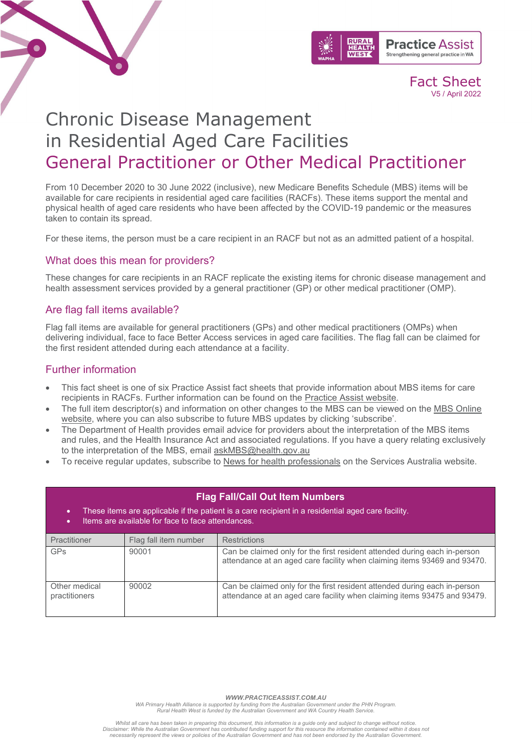Fact Sheet
V5 / April 2022

# Chronic Disease Management in Residential Aged Care Facilities

## General Practitioner or Other Medical Practitioner

From 10 December 2020 to 30 June 2022 (inclusive), new Medicare Benefits Schedule (MBS) items will be available for care recipients in residential aged care facilities (RACFs). These items support the mental and physical health of aged care residents who have been affected by the COVID-19 pandemic or the measures taken to contain its spread.

For these items, the person must be a care recipient in an RACF but not as an admitted patient of a hospital.

### What does this mean for providers?

These changes for care recipients in an RACF replicate the existing items for chronic disease management and health assessment services provided by a general practitioner (GP) or other medical practitioner (OMP).

### Are flag fall items available?

Flag fall items are available for general practitioners (GPs) and other medical practitioners (OMPs) when delivering individual, face to face Better Access services in aged care facilities. The flag fall can be claimed for the first resident attended during each attendance at a facility.

### Further information

- This fact sheet is one of six Practice Assist fact sheets that provide information about MBS items for care recipients in RACFs. Further information can be found on the Practice Assist website.
- The full item descriptor(s) and information on other changes to the MBS can be viewed on the MBS Online website, where you can also subscribe to future MBS updates by clicking 'subscribe'.
- The Department of Health provides email advice for providers about the interpretation of the MBS items and rules, and the Health Insurance Act and associated regulations. If you have a query relating exclusively to the interpretation of the MBS, email askMBS@health.gov.au
- To receive regular updates, subscribe to News for health professionals on the Services Australia website.

**Flag Fall/Call Out Item Numbers**

- These items are applicable if the patient is a care recipient in a residential aged care facility.
- Items are available for face to face attendances.

| Practitioner | Flag fall item number | Restrictions |
|---|---|---|
| GPs | 90001 | Can be claimed only for the first resident attended during each in-person attendance at an aged care facility when claiming items 93469 and 93470. |
| Other medical practitioners | 90002 | Can be claimed only for the first resident attended during each in-person attendance at an aged care facility when claiming items 93475 and 93479. |

**WWW.PRACTICEASSIST.COM.AU**

*WA Primary Health Alliance is supported by funding from the Australian Government under the PHN Program.*
*Rural Health West is funded by the Australian Government and WA Country Health Service.*

*Whilst all care has been taken in preparing this document, this information is a guide only and subject to change without notice.*
*Disclaimer: While the Australian Government has contributed funding support for this resource the information contained within it does not necessarily represent the views or policies of the Australian Government and has not been endorsed by the Australian Government.*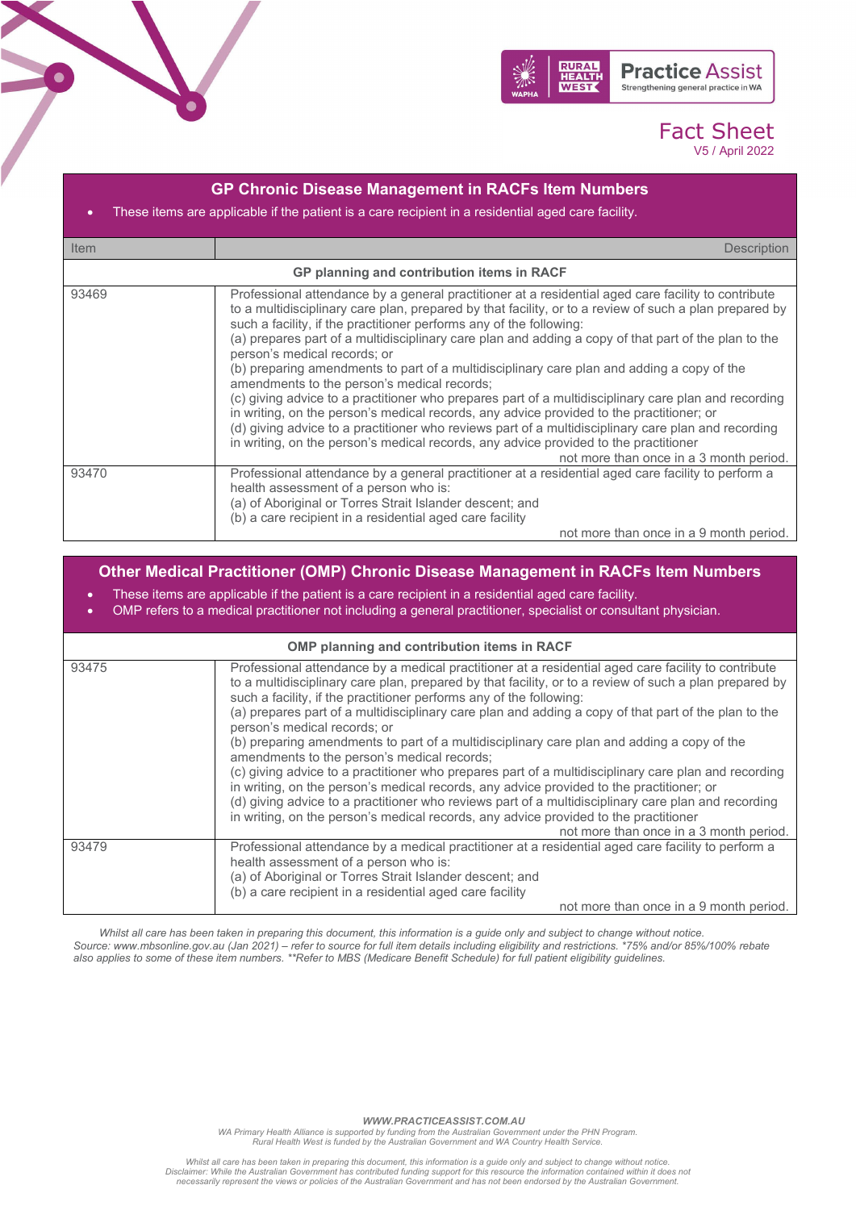Fact Sheet
V5 / April 2022

## GP Chronic Disease Management in RACFs Item Numbers

- These items are applicable if the patient is a care recipient in a residential aged care facility.

| Item | Description |
|---|---|
| | **GP planning and contribution items in RACF** |
| 93469 | Professional attendance by a general practitioner at a residential aged care facility to contribute to a multidisciplinary care plan, prepared by that facility, or to a review of such a plan prepared by such a facility, if the practitioner performs any of the following:<br>(a) prepares part of a multidisciplinary care plan and adding a copy of that part of the plan to the person's medical records; or<br>(b) preparing amendments to part of a multidisciplinary care plan and adding a copy of the amendments to the person's medical records;<br>(c) giving advice to a practitioner who prepares part of a multidisciplinary care plan and recording in writing, on the person's medical records, any advice provided to the practitioner; or<br>(d) giving advice to a practitioner who reviews part of a multidisciplinary care plan and recording in writing, on the person's medical records, any advice provided to the practitioner<br>not more than once in a 3 month period. |
| 93470 | Professional attendance by a general practitioner at a residential aged care facility to perform a health assessment of a person who is:<br>(a) of Aboriginal or Torres Strait Islander descent; and<br>(b) a care recipient in a residential aged care facility<br>not more than once in a 9 month period. |

## Other Medical Practitioner (OMP) Chronic Disease Management in RACFs Item Numbers

- These items are applicable if the patient is a care recipient in a residential aged care facility.
- OMP refers to a medical practitioner not including a general practitioner, specialist or consultant physician.

| Item | Description |
|---|---|
| | **OMP planning and contribution items in RACF** |
| 93475 | Professional attendance by a medical practitioner at a residential aged care facility to contribute to a multidisciplinary care plan, prepared by that facility, or to a review of such a plan prepared by such a facility, if the practitioner performs any of the following:<br>(a) prepares part of a multidisciplinary care plan and adding a copy of that part of the plan to the person's medical records; or<br>(b) preparing amendments to part of a multidisciplinary care plan and adding a copy of the amendments to the person's medical records;<br>(c) giving advice to a practitioner who prepares part of a multidisciplinary care plan and recording in writing, on the person's medical records, any advice provided to the practitioner; or<br>(d) giving advice to a practitioner who reviews part of a multidisciplinary care plan and recording in writing, on the person's medical records, any advice provided to the practitioner<br>not more than once in a 3 month period. |
| 93479 | Professional attendance by a medical practitioner at a residential aged care facility to perform a health assessment of a person who is:<br>(a) of Aboriginal or Torres Strait Islander descent; and<br>(b) a care recipient in a residential aged care facility<br>not more than once in a 9 month period. |

*Whilst all care has been taken in preparing this document, this information is a guide only and subject to change without notice. Source: www.mbsonline.gov.au (Jan 2021) – refer to source for full item details including eligibility and restrictions. *75% and/or 85%/100% rebate also applies to some of these item numbers. **Refer to MBS (Medicare Benefit Schedule) for full patient eligibility guidelines.*

**WWW.PRACTICEASSIST.COM.AU**

*WA Primary Health Alliance is supported by funding from the Australian Government under the PHN Program. Rural Health West is funded by the Australian Government and WA Country Health Service.*

*Whilst all care has been taken in preparing this document, this information is a guide only and subject to change without notice. Disclaimer: While the Australian Government has contributed funding support for this resource the information contained within it does not necessarily represent the views or policies of the Australian Government and has not been endorsed by the Australian Government.*